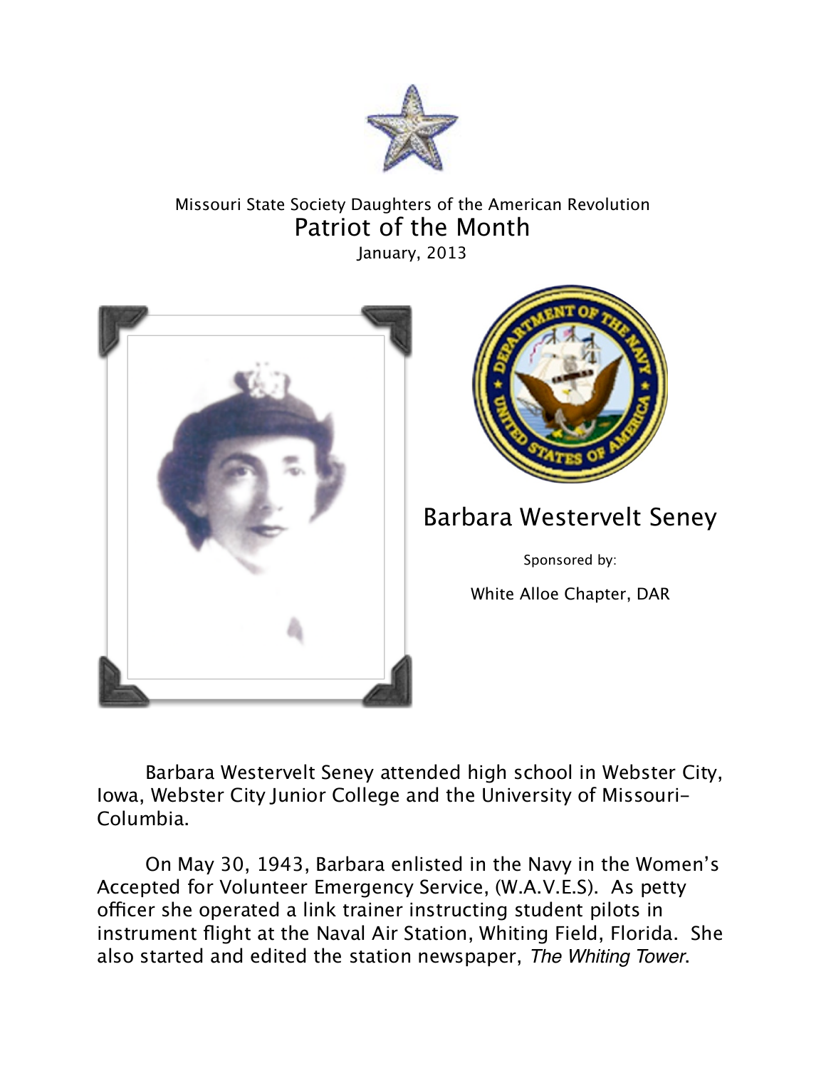Missouri State Society Daughters of the American Revolution

# Patriot of the Month

January, 2013

## Barbara Westervelt Seney

Sponsored by:

White Alloe Chapter, DAR

Barbara Westervelt Seney attended high school in Webster City, Iowa, Webster City Junior College and the University of Missouri-Columbia.

On May 30, 1943, Barbara enlisted in the Navy in the Women's Accepted for Volunteer Emergency Service, (W.A.V.E.S). As petty officer she operated a link trainer instructing student pilots in instrument flight at the Naval Air Station, Whiting Field, Florida. She also started and edited the station newspaper, *The Whiting Tower*.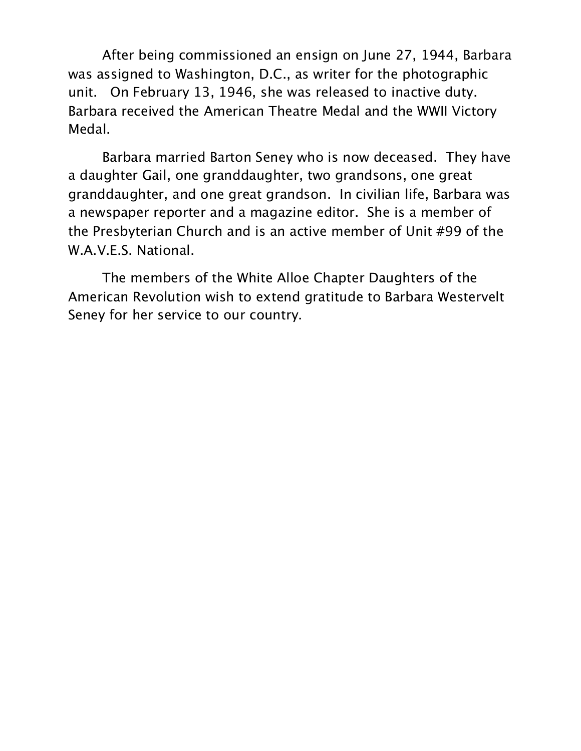After being commissioned an ensign on June 27, 1944, Barbara was assigned to Washington, D.C., as writer for the photographic unit. On February 13, 1946, she was released to inactive duty. Barbara received the American Theatre Medal and the WWII Victory Medal.

Barbara married Barton Seney who is now deceased. They have a daughter Gail, one granddaughter, two grandsons, one great granddaughter, and one great grandson. In civilian life, Barbara was a newspaper reporter and a magazine editor. She is a member of the Presbyterian Church and is an active member of Unit #99 of the W.A.V.E.S. National.

The members of the White Alloe Chapter Daughters of the American Revolution wish to extend gratitude to Barbara Westervelt Seney for her service to our country.